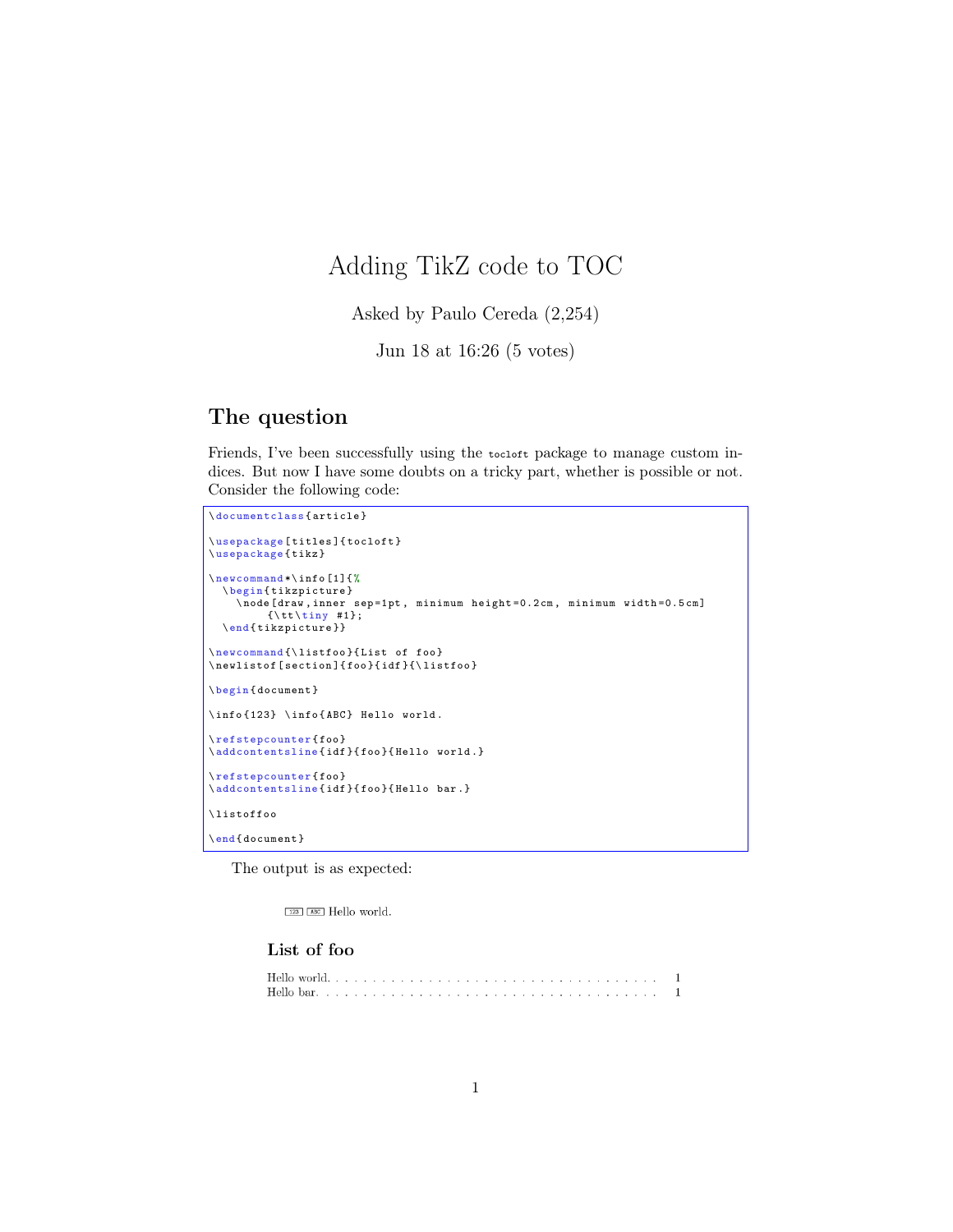# Adding TikZ code to TOC

Asked by Paulo Cereda (2,254)

Jun 18 at 16:26 (5 votes)

## The question

Friends, I've been successfully using the `tocloft` package to manage custom indices. But now I have some doubts on a tricky part, whether is possible or not. Consider the following code:

```
\documentclass{article}

\usepackage[titles]{tocloft}
\usepackage{tikz}

\newcommand*\info[1]{%
  \begin{tikzpicture}
    \node[draw,inner sep=1pt, minimum height=0.2cm, minimum width=0.5cm]
        {\tt\tiny #1};
  \end{tikzpicture}}

\newcommand{\listfoo}{List of foo}
\newlistof[section]{foo}{idf}{\listfoo}

\begin{document}

\info{123} \info{ABC} Hello world.

\refstepcounter{foo}
\addcontentsline{idf}{foo}{Hello world.}

\refstepcounter{foo}
\addcontentsline{idf}{foo}{Hello bar.}

\listoffoo

\end{document}
```

The output is as expected:

123 ABC Hello world.

**List of foo**

Hello world. . . . . . . . . . . . . . . . . . . . . . . . . . . . . . . . . . . . 1
Hello bar. . . . . . . . . . . . . . . . . . . . . . . . . . . . . . . . . . . . . 1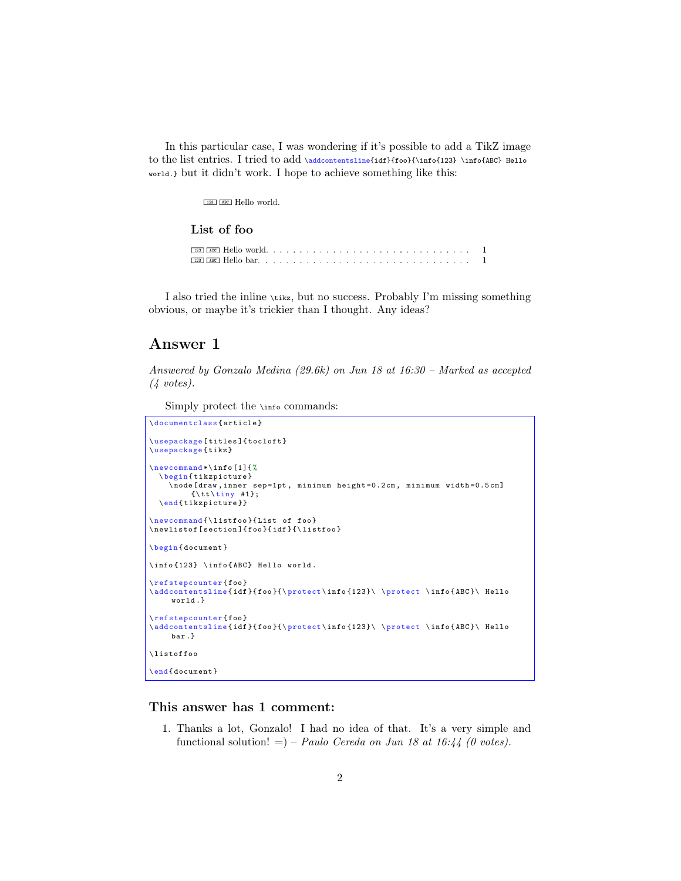In this particular case, I was wondering if it's possible to add a TikZ image to the list entries. I tried to add `\addcontentsline{idf}{foo}{\info{123} \info{ABC} Hello world.}` but it didn't work. I hope to achieve something like this:

> [123] [ABC] Hello world.
>
> **List of foo**
>
> [123] [ABC] Hello world. . . . . . . . . . . . . . . . . . . . . . . . . . . . . . 1
> [123] [ABC] Hello bar. . . . . . . . . . . . . . . . . . . . . . . . . . . . . . . 1

I also tried the inline `\tikz`, but no success. Probably I'm missing something obvious, or maybe it's trickier than I thought. Any ideas?

## Answer 1

*Answered by Gonzalo Medina (29.6k) on Jun 18 at 16:30 – Marked as accepted (4 votes).*

Simply protect the `\info` commands:

```
\documentclass{article}

\usepackage[titles]{tocloft}
\usepackage{tikz}

\newcommand*\info[1]{%
  \begin{tikzpicture}
    \node[draw,inner sep=1pt, minimum height=0.2cm, minimum width=0.5cm]
        {\tt\tiny #1};
  \end{tikzpicture}}

\newcommand{\listfoo}{List of foo}
\newlistof[section]{foo}{idf}{\listfoo}

\begin{document}

\info{123} \info{ABC} Hello world.

\refstepcounter{foo}
\addcontentsline{idf}{foo}{\protect\info{123}\ \protect \info{ABC}\ Hello
     world.}

\refstepcounter{foo}
\addcontentsline{idf}{foo}{\protect\info{123}\ \protect \info{ABC}\ Hello
     bar.}

\listoffoo

\end{document}
```

### This answer has 1 comment:

1. Thanks a lot, Gonzalo! I had no idea of that. It's a very simple and functional solution! =) – *Paulo Cereda on Jun 18 at 16:44 (0 votes).*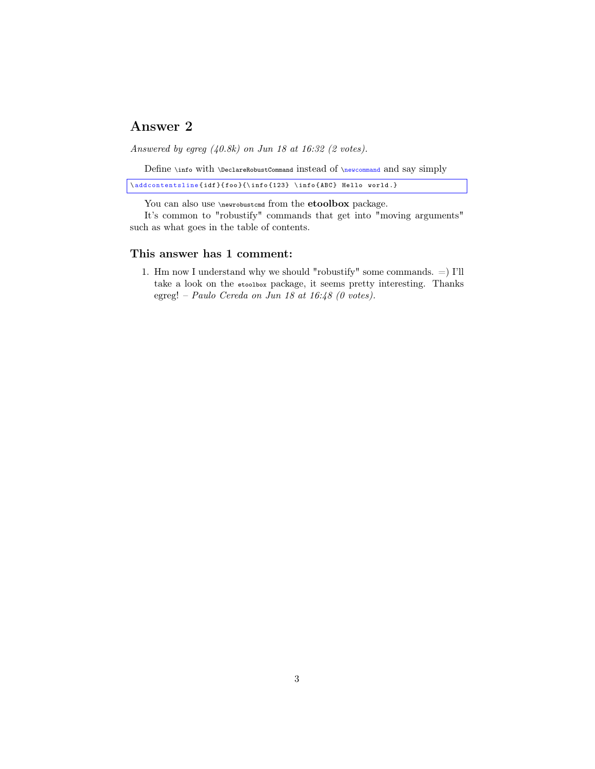## Answer 2

*Answered by egreg (40.8k) on Jun 18 at 16:32 (2 votes).*

Define `\info` with `\DeclareRobustCommand` instead of `\newcommand` and say simply

```
\addcontentsline{idf}{foo}{\info{123} \info{ABC} Hello world.}
```

You can also use `\newrobustcmd` from the **etoolbox** package.

It's common to "robustify" commands that get into "moving arguments" such as what goes in the table of contents.

### This answer has 1 comment:

1. Hm now I understand why we should "robustify" some commands. =) I'll take a look on the `etoolbox` package, it seems pretty interesting. Thanks egreg! – *Paulo Cereda on Jun 18 at 16:48 (0 votes).*